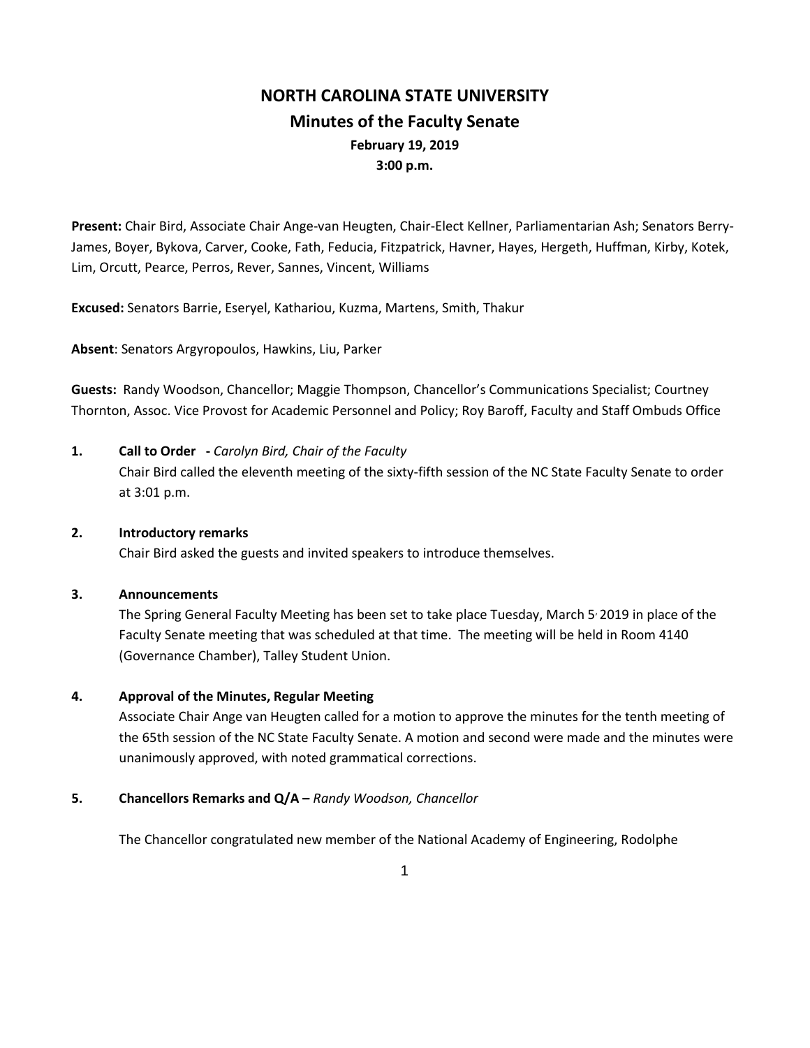# NORTH CAROLINA STATE UNIVERSITY

## Minutes of the Faculty Senate

**February 19, 2019**

**3:00 p.m.**

**Present:** Chair Bird, Associate Chair Ange-van Heugten, Chair-Elect Kellner, Parliamentarian Ash; Senators Berry-James, Boyer, Bykova, Carver, Cooke, Fath, Feducia, Fitzpatrick, Havner, Hayes, Hergeth, Huffman, Kirby, Kotek, Lim, Orcutt, Pearce, Perros, Rever, Sannes, Vincent, Williams

**Excused:** Senators Barrie, Eseryel, Kathariou, Kuzma, Martens, Smith, Thakur

**Absent**: Senators Argyropoulos, Hawkins, Liu, Parker

**Guests:** Randy Woodson, Chancellor; Maggie Thompson, Chancellor's Communications Specialist; Courtney Thornton, Assoc. Vice Provost for Academic Personnel and Policy; Roy Baroff, Faculty and Staff Ombuds Office

**1. Call to Order - *Carolyn Bird, Chair of the Faculty***

Chair Bird called the eleventh meeting of the sixty-fifth session of the NC State Faculty Senate to order at 3:01 p.m.

**2. Introductory remarks**

Chair Bird asked the guests and invited speakers to introduce themselves.

**3. Announcements**

The Spring General Faculty Meeting has been set to take place Tuesday, March 5, 2019 in place of the Faculty Senate meeting that was scheduled at that time. The meeting will be held in Room 4140 (Governance Chamber), Talley Student Union.

**4. Approval of the Minutes, Regular Meeting**

Associate Chair Ange van Heugten called for a motion to approve the minutes for the tenth meeting of the 65th session of the NC State Faculty Senate. A motion and second were made and the minutes were unanimously approved, with noted grammatical corrections.

**5. Chancellors Remarks and Q/A – *Randy Woodson, Chancellor***

The Chancellor congratulated new member of the National Academy of Engineering, Rodolphe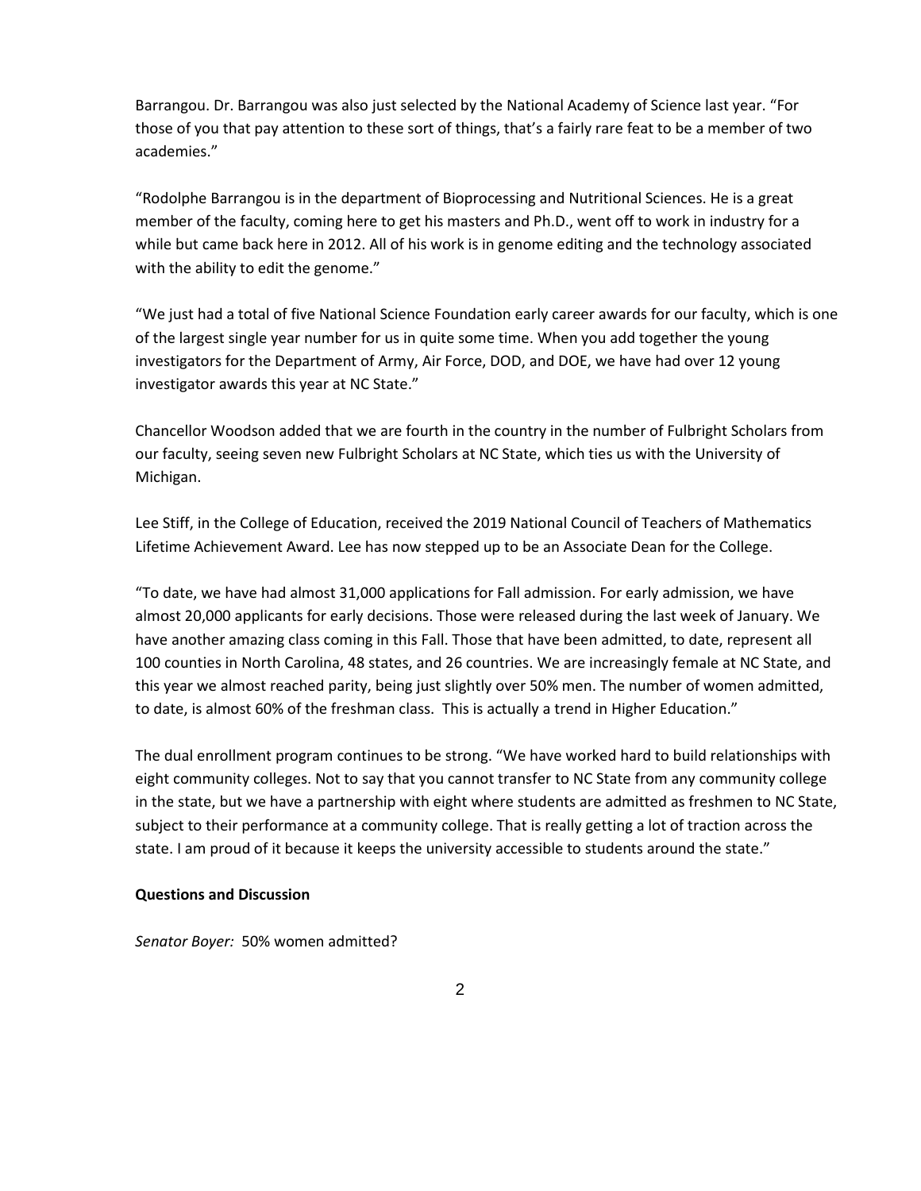Barrangou. Dr. Barrangou was also just selected by the National Academy of Science last year. "For those of you that pay attention to these sort of things, that's a fairly rare feat to be a member of two academies."

"Rodolphe Barrangou is in the department of Bioprocessing and Nutritional Sciences. He is a great member of the faculty, coming here to get his masters and Ph.D., went off to work in industry for a while but came back here in 2012. All of his work is in genome editing and the technology associated with the ability to edit the genome."

"We just had a total of five National Science Foundation early career awards for our faculty, which is one of the largest single year number for us in quite some time. When you add together the young investigators for the Department of Army, Air Force, DOD, and DOE, we have had over 12 young investigator awards this year at NC State."

Chancellor Woodson added that we are fourth in the country in the number of Fulbright Scholars from our faculty, seeing seven new Fulbright Scholars at NC State, which ties us with the University of Michigan.

Lee Stiff, in the College of Education, received the 2019 National Council of Teachers of Mathematics Lifetime Achievement Award. Lee has now stepped up to be an Associate Dean for the College.

"To date, we have had almost 31,000 applications for Fall admission. For early admission, we have almost 20,000 applicants for early decisions. Those were released during the last week of January. We have another amazing class coming in this Fall. Those that have been admitted, to date, represent all 100 counties in North Carolina, 48 states, and 26 countries. We are increasingly female at NC State, and this year we almost reached parity, being just slightly over 50% men. The number of women admitted, to date, is almost 60% of the freshman class. This is actually a trend in Higher Education."

The dual enrollment program continues to be strong. "We have worked hard to build relationships with eight community colleges. Not to say that you cannot transfer to NC State from any community college in the state, but we have a partnership with eight where students are admitted as freshmen to NC State, subject to their performance at a community college. That is really getting a lot of traction across the state. I am proud of it because it keeps the university accessible to students around the state."

**Questions and Discussion**

*Senator Boyer:* 50% women admitted?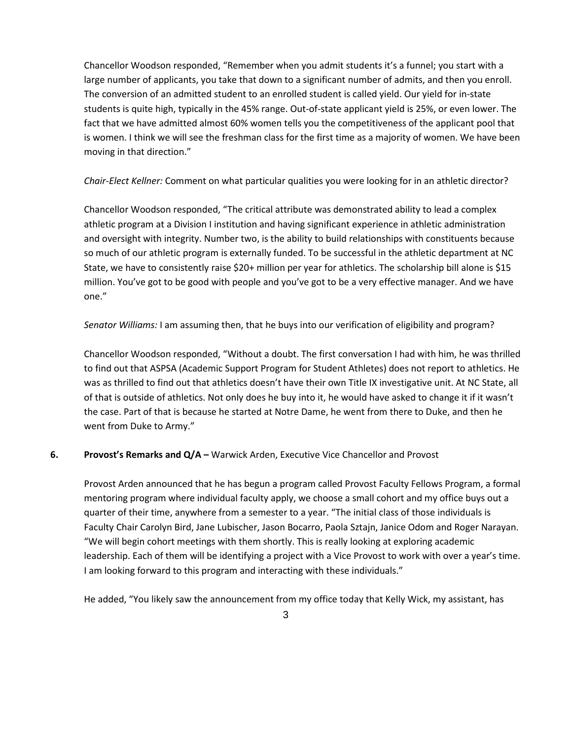Chancellor Woodson responded, "Remember when you admit students it's a funnel; you start with a large number of applicants, you take that down to a significant number of admits, and then you enroll. The conversion of an admitted student to an enrolled student is called yield. Our yield for in-state students is quite high, typically in the 45% range. Out-of-state applicant yield is 25%, or even lower. The fact that we have admitted almost 60% women tells you the competitiveness of the applicant pool that is women. I think we will see the freshman class for the first time as a majority of women. We have been moving in that direction."

*Chair-Elect Kellner:* Comment on what particular qualities you were looking for in an athletic director?

Chancellor Woodson responded, "The critical attribute was demonstrated ability to lead a complex athletic program at a Division I institution and having significant experience in athletic administration and oversight with integrity. Number two, is the ability to build relationships with constituents because so much of our athletic program is externally funded. To be successful in the athletic department at NC State, we have to consistently raise $20+ million per year for athletics. The scholarship bill alone is $15 million. You've got to be good with people and you've got to be a very effective manager. And we have one."

*Senator Williams:* I am assuming then, that he buys into our verification of eligibility and program?

Chancellor Woodson responded, "Without a doubt. The first conversation I had with him, he was thrilled to find out that ASPSA (Academic Support Program for Student Athletes) does not report to athletics. He was as thrilled to find out that athletics doesn't have their own Title IX investigative unit. At NC State, all of that is outside of athletics. Not only does he buy into it, he would have asked to change it if it wasn't the case. Part of that is because he started at Notre Dame, he went from there to Duke, and then he went from Duke to Army."

**6. Provost's Remarks and Q/A –** Warwick Arden, Executive Vice Chancellor and Provost

Provost Arden announced that he has begun a program called Provost Faculty Fellows Program, a formal mentoring program where individual faculty apply, we choose a small cohort and my office buys out a quarter of their time, anywhere from a semester to a year. "The initial class of those individuals is Faculty Chair Carolyn Bird, Jane Lubischer, Jason Bocarro, Paola Sztajn, Janice Odom and Roger Narayan. "We will begin cohort meetings with them shortly. This is really looking at exploring academic leadership. Each of them will be identifying a project with a Vice Provost to work with over a year's time. I am looking forward to this program and interacting with these individuals."

He added, "You likely saw the announcement from my office today that Kelly Wick, my assistant, has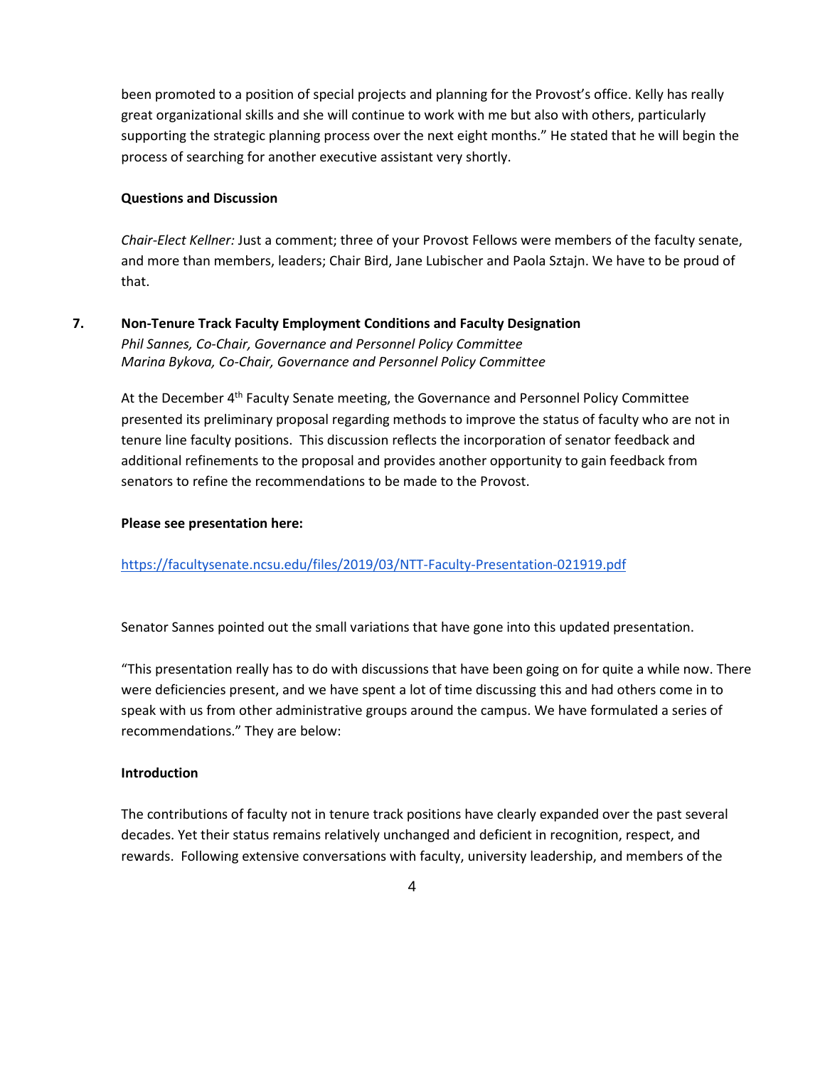been promoted to a position of special projects and planning for the Provost's office. Kelly has really great organizational skills and she will continue to work with me but also with others, particularly supporting the strategic planning process over the next eight months." He stated that he will begin the process of searching for another executive assistant very shortly.

**Questions and Discussion**

*Chair-Elect Kellner:* Just a comment; three of your Provost Fellows were members of the faculty senate, and more than members, leaders; Chair Bird, Jane Lubischer and Paola Sztajn. We have to be proud of that.

**7. Non-Tenure Track Faculty Employment Conditions and Faculty Designation**
*Phil Sannes, Co-Chair, Governance and Personnel Policy Committee*
*Marina Bykova, Co-Chair, Governance and Personnel Policy Committee*

At the December 4th Faculty Senate meeting, the Governance and Personnel Policy Committee presented its preliminary proposal regarding methods to improve the status of faculty who are not in tenure line faculty positions. This discussion reflects the incorporation of senator feedback and additional refinements to the proposal and provides another opportunity to gain feedback from senators to refine the recommendations to be made to the Provost.

**Please see presentation here:**

https://facultysenate.ncsu.edu/files/2019/03/NTT-Faculty-Presentation-021919.pdf

Senator Sannes pointed out the small variations that have gone into this updated presentation.

"This presentation really has to do with discussions that have been going on for quite a while now. There were deficiencies present, and we have spent a lot of time discussing this and had others come in to speak with us from other administrative groups around the campus. We have formulated a series of recommendations." They are below:

**Introduction**

The contributions of faculty not in tenure track positions have clearly expanded over the past several decades. Yet their status remains relatively unchanged and deficient in recognition, respect, and rewards. Following extensive conversations with faculty, university leadership, and members of the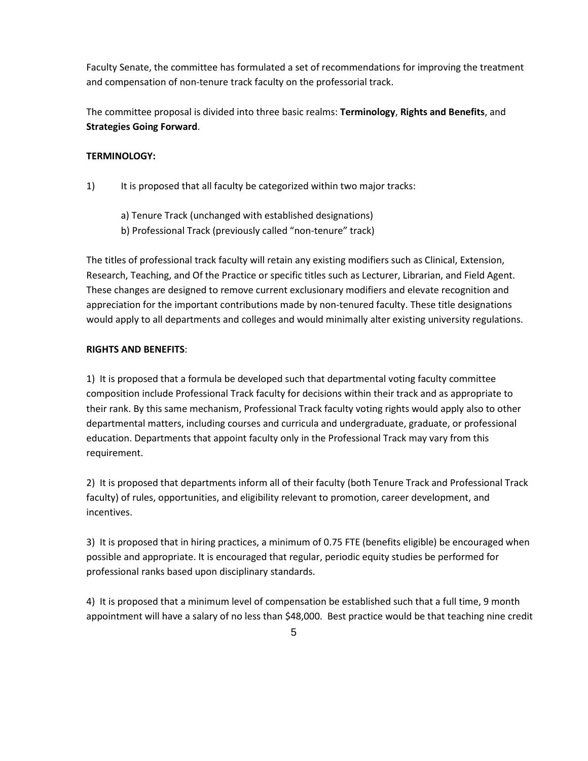Faculty Senate, the committee has formulated a set of recommendations for improving the treatment and compensation of non-tenure track faculty on the professorial track.

The committee proposal is divided into three basic realms: **Terminology**, **Rights and Benefits**, and **Strategies Going Forward**.

**TERMINOLOGY:**

1) It is proposed that all faculty be categorized within two major tracks:

   a) Tenure Track (unchanged with established designations)
   b) Professional Track (previously called "non-tenure" track)

The titles of professional track faculty will retain any existing modifiers such as Clinical, Extension, Research, Teaching, and Of the Practice or specific titles such as Lecturer, Librarian, and Field Agent. These changes are designed to remove current exclusionary modifiers and elevate recognition and appreciation for the important contributions made by non-tenured faculty. These title designations would apply to all departments and colleges and would minimally alter existing university regulations.

**RIGHTS AND BENEFITS**:

1) It is proposed that a formula be developed such that departmental voting faculty committee composition include Professional Track faculty for decisions within their track and as appropriate to their rank. By this same mechanism, Professional Track faculty voting rights would apply also to other departmental matters, including courses and curricula and undergraduate, graduate, or professional education. Departments that appoint faculty only in the Professional Track may vary from this requirement.

2) It is proposed that departments inform all of their faculty (both Tenure Track and Professional Track faculty) of rules, opportunities, and eligibility relevant to promotion, career development, and incentives.

3) It is proposed that in hiring practices, a minimum of 0.75 FTE (benefits eligible) be encouraged when possible and appropriate. It is encouraged that regular, periodic equity studies be performed for professional ranks based upon disciplinary standards.

4) It is proposed that a minimum level of compensation be established such that a full time, 9 month appointment will have a salary of no less than $48,000. Best practice would be that teaching nine credit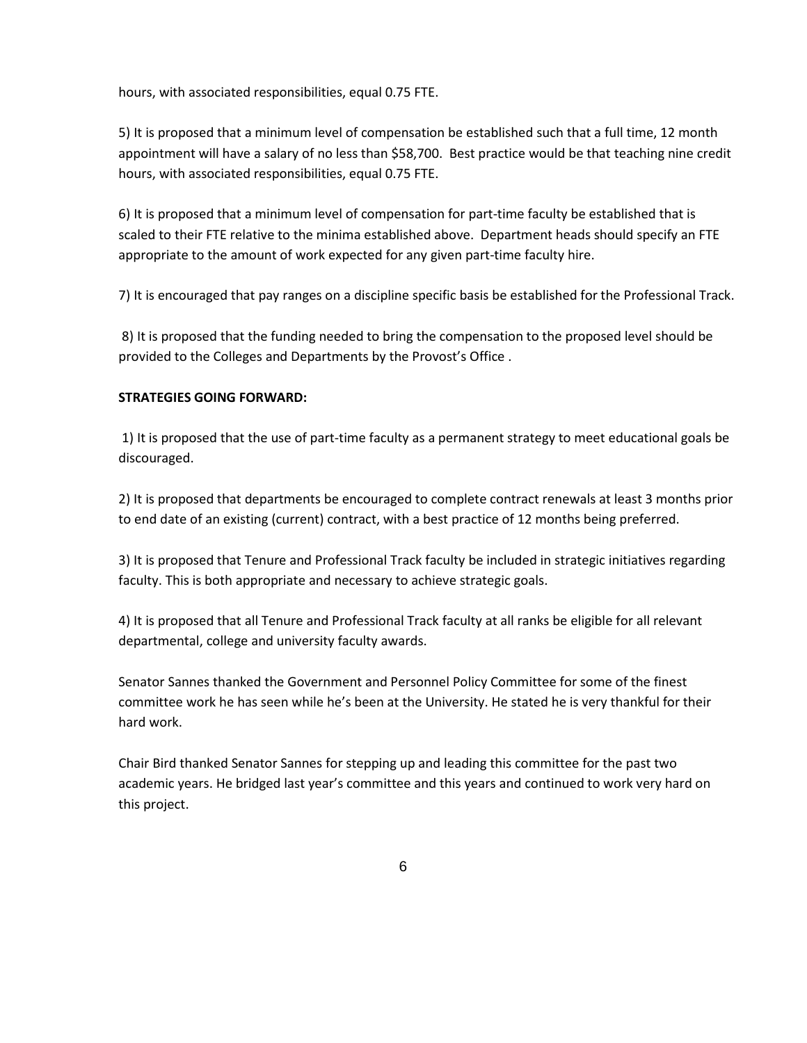hours, with associated responsibilities, equal 0.75 FTE.

5) It is proposed that a minimum level of compensation be established such that a full time, 12 month appointment will have a salary of no less than $58,700. Best practice would be that teaching nine credit hours, with associated responsibilities, equal 0.75 FTE.

6) It is proposed that a minimum level of compensation for part-time faculty be established that is scaled to their FTE relative to the minima established above. Department heads should specify an FTE appropriate to the amount of work expected for any given part-time faculty hire.

7) It is encouraged that pay ranges on a discipline specific basis be established for the Professional Track.

8) It is proposed that the funding needed to bring the compensation to the proposed level should be provided to the Colleges and Departments by the Provost's Office .

**STRATEGIES GOING FORWARD:**

1) It is proposed that the use of part-time faculty as a permanent strategy to meet educational goals be discouraged.

2) It is proposed that departments be encouraged to complete contract renewals at least 3 months prior to end date of an existing (current) contract, with a best practice of 12 months being preferred.

3) It is proposed that Tenure and Professional Track faculty be included in strategic initiatives regarding faculty. This is both appropriate and necessary to achieve strategic goals.

4) It is proposed that all Tenure and Professional Track faculty at all ranks be eligible for all relevant departmental, college and university faculty awards.

Senator Sannes thanked the Government and Personnel Policy Committee for some of the finest committee work he has seen while he's been at the University. He stated he is very thankful for their hard work.

Chair Bird thanked Senator Sannes for stepping up and leading this committee for the past two academic years. He bridged last year's committee and this years and continued to work very hard on this project.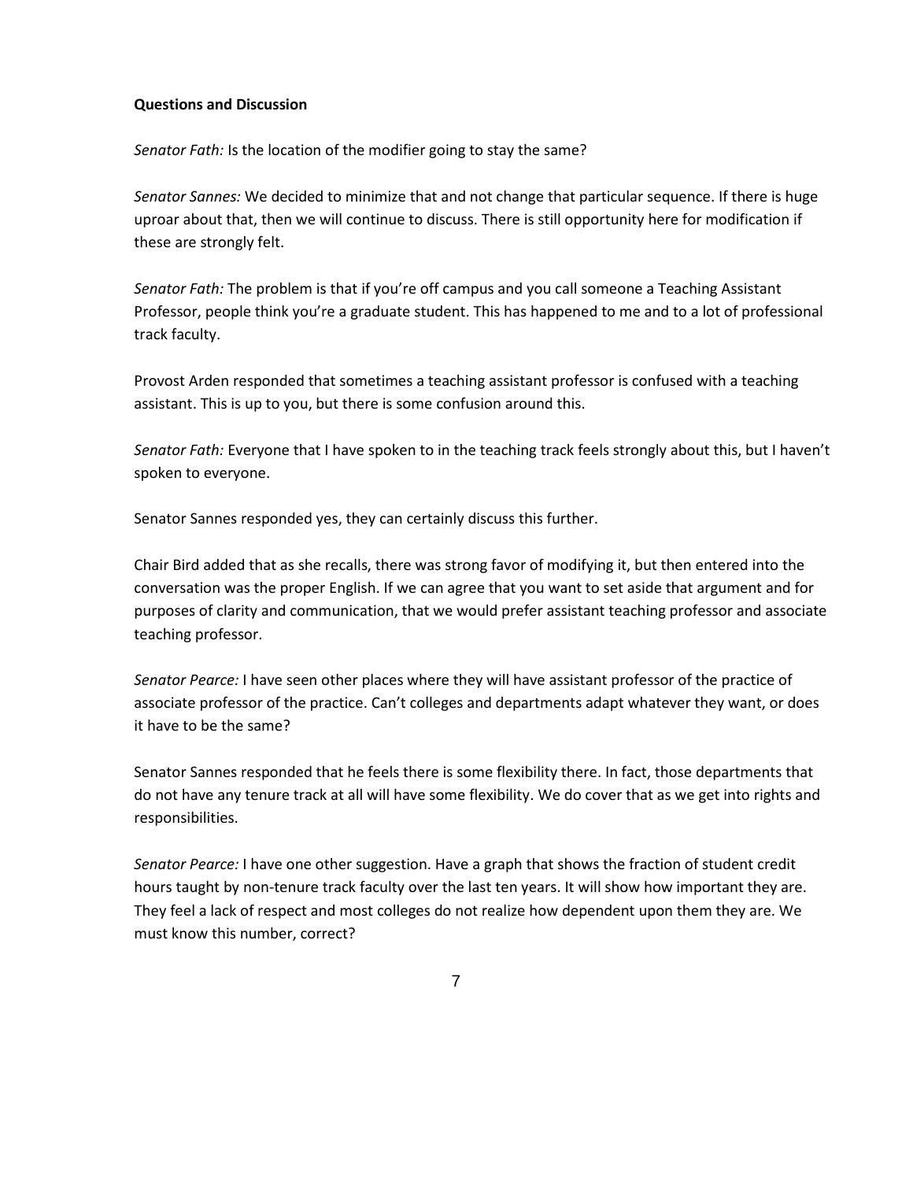**Questions and Discussion**

*Senator Fath:* Is the location of the modifier going to stay the same?

*Senator Sannes:* We decided to minimize that and not change that particular sequence. If there is huge uproar about that, then we will continue to discuss. There is still opportunity here for modification if these are strongly felt.

*Senator Fath:* The problem is that if you're off campus and you call someone a Teaching Assistant Professor, people think you're a graduate student. This has happened to me and to a lot of professional track faculty.

Provost Arden responded that sometimes a teaching assistant professor is confused with a teaching assistant. This is up to you, but there is some confusion around this.

*Senator Fath:* Everyone that I have spoken to in the teaching track feels strongly about this, but I haven't spoken to everyone.

Senator Sannes responded yes, they can certainly discuss this further.

Chair Bird added that as she recalls, there was strong favor of modifying it, but then entered into the conversation was the proper English. If we can agree that you want to set aside that argument and for purposes of clarity and communication, that we would prefer assistant teaching professor and associate teaching professor.

*Senator Pearce:* I have seen other places where they will have assistant professor of the practice of associate professor of the practice. Can't colleges and departments adapt whatever they want, or does it have to be the same?

Senator Sannes responded that he feels there is some flexibility there. In fact, those departments that do not have any tenure track at all will have some flexibility. We do cover that as we get into rights and responsibilities.

*Senator Pearce:* I have one other suggestion. Have a graph that shows the fraction of student credit hours taught by non-tenure track faculty over the last ten years. It will show how important they are. They feel a lack of respect and most colleges do not realize how dependent upon them they are. We must know this number, correct?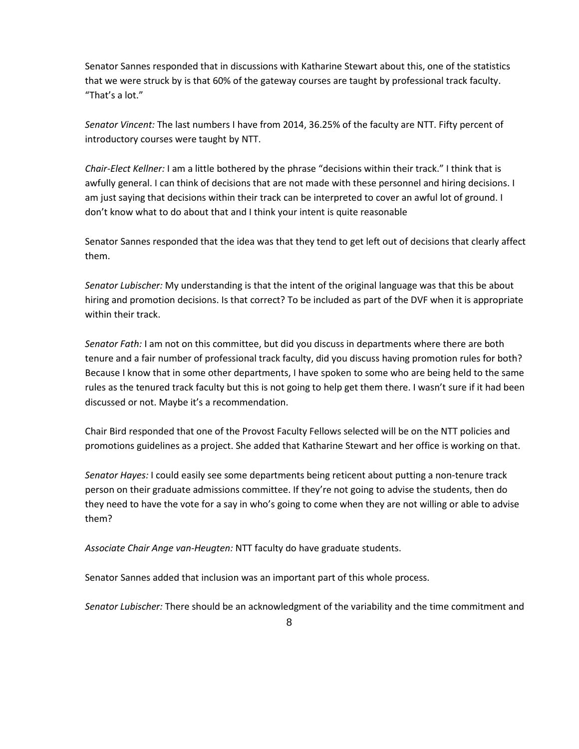Senator Sannes responded that in discussions with Katharine Stewart about this, one of the statistics that we were struck by is that 60% of the gateway courses are taught by professional track faculty. "That's a lot."

*Senator Vincent:* The last numbers I have from 2014, 36.25% of the faculty are NTT. Fifty percent of introductory courses were taught by NTT.

*Chair-Elect Kellner:* I am a little bothered by the phrase "decisions within their track." I think that is awfully general. I can think of decisions that are not made with these personnel and hiring decisions. I am just saying that decisions within their track can be interpreted to cover an awful lot of ground. I don't know what to do about that and I think your intent is quite reasonable

Senator Sannes responded that the idea was that they tend to get left out of decisions that clearly affect them.

*Senator Lubischer:* My understanding is that the intent of the original language was that this be about hiring and promotion decisions. Is that correct? To be included as part of the DVF when it is appropriate within their track.

*Senator Fath:* I am not on this committee, but did you discuss in departments where there are both tenure and a fair number of professional track faculty, did you discuss having promotion rules for both? Because I know that in some other departments, I have spoken to some who are being held to the same rules as the tenured track faculty but this is not going to help get them there. I wasn't sure if it had been discussed or not. Maybe it's a recommendation.

Chair Bird responded that one of the Provost Faculty Fellows selected will be on the NTT policies and promotions guidelines as a project. She added that Katharine Stewart and her office is working on that.

*Senator Hayes:* I could easily see some departments being reticent about putting a non-tenure track person on their graduate admissions committee. If they're not going to advise the students, then do they need to have the vote for a say in who's going to come when they are not willing or able to advise them?

*Associate Chair Ange van-Heugten:* NTT faculty do have graduate students.

Senator Sannes added that inclusion was an important part of this whole process.

*Senator Lubischer:* There should be an acknowledgment of the variability and the time commitment and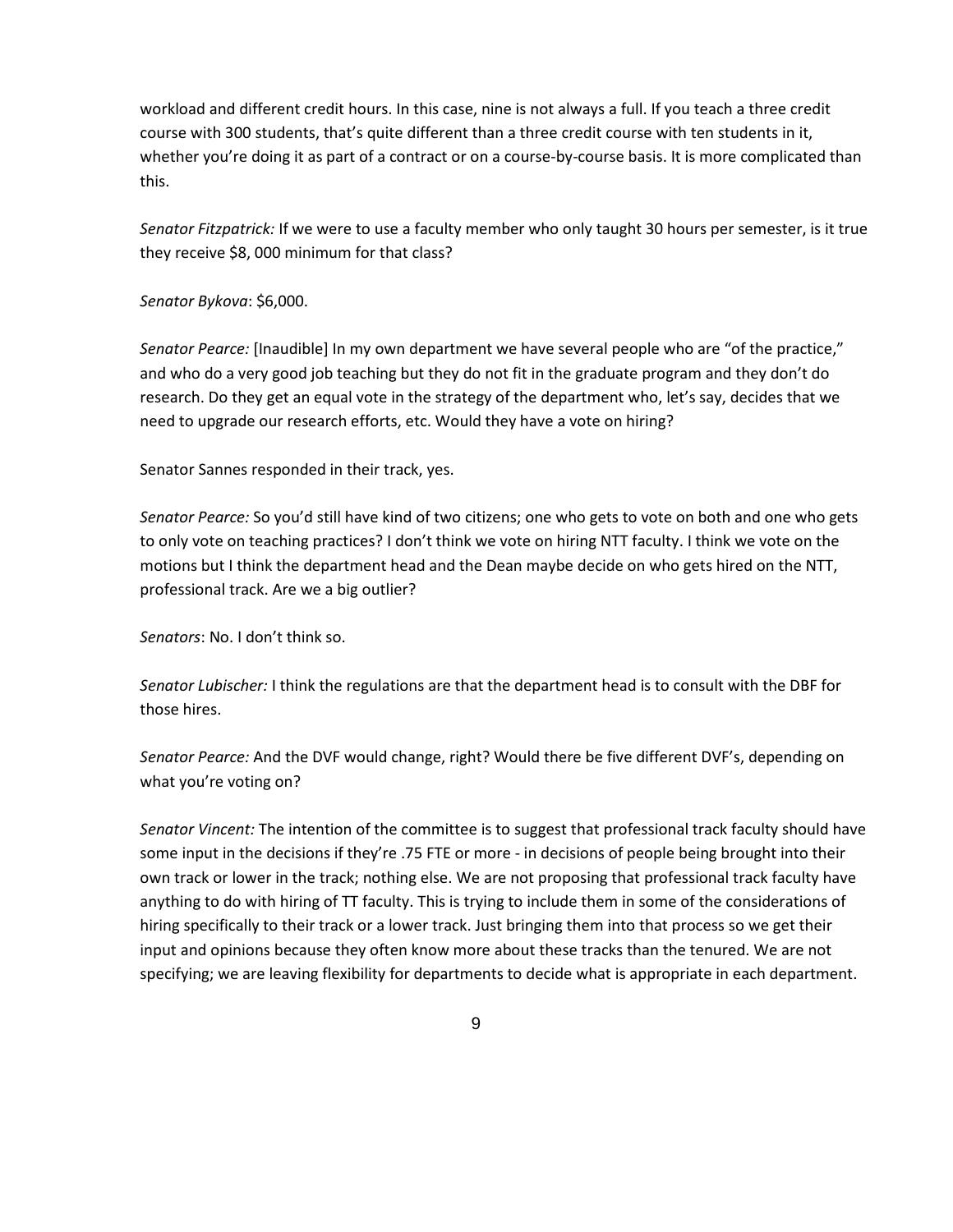workload and different credit hours. In this case, nine is not always a full. If you teach a three credit course with 300 students, that's quite different than a three credit course with ten students in it, whether you're doing it as part of a contract or on a course-by-course basis. It is more complicated than this.

*Senator Fitzpatrick:* If we were to use a faculty member who only taught 30 hours per semester, is it true they receive $8, 000 minimum for that class?

*Senator Bykova*: $6,000.

*Senator Pearce:* [Inaudible] In my own department we have several people who are "of the practice," and who do a very good job teaching but they do not fit in the graduate program and they don't do research. Do they get an equal vote in the strategy of the department who, let's say, decides that we need to upgrade our research efforts, etc. Would they have a vote on hiring?

Senator Sannes responded in their track, yes.

*Senator Pearce:* So you'd still have kind of two citizens; one who gets to vote on both and one who gets to only vote on teaching practices? I don't think we vote on hiring NTT faculty. I think we vote on the motions but I think the department head and the Dean maybe decide on who gets hired on the NTT, professional track. Are we a big outlier?

*Senators*: No. I don't think so.

*Senator Lubischer:* I think the regulations are that the department head is to consult with the DBF for those hires.

*Senator Pearce:* And the DVF would change, right? Would there be five different DVF's, depending on what you're voting on?

*Senator Vincent:* The intention of the committee is to suggest that professional track faculty should have some input in the decisions if they're .75 FTE or more - in decisions of people being brought into their own track or lower in the track; nothing else. We are not proposing that professional track faculty have anything to do with hiring of TT faculty. This is trying to include them in some of the considerations of hiring specifically to their track or a lower track. Just bringing them into that process so we get their input and opinions because they often know more about these tracks than the tenured. We are not specifying; we are leaving flexibility for departments to decide what is appropriate in each department.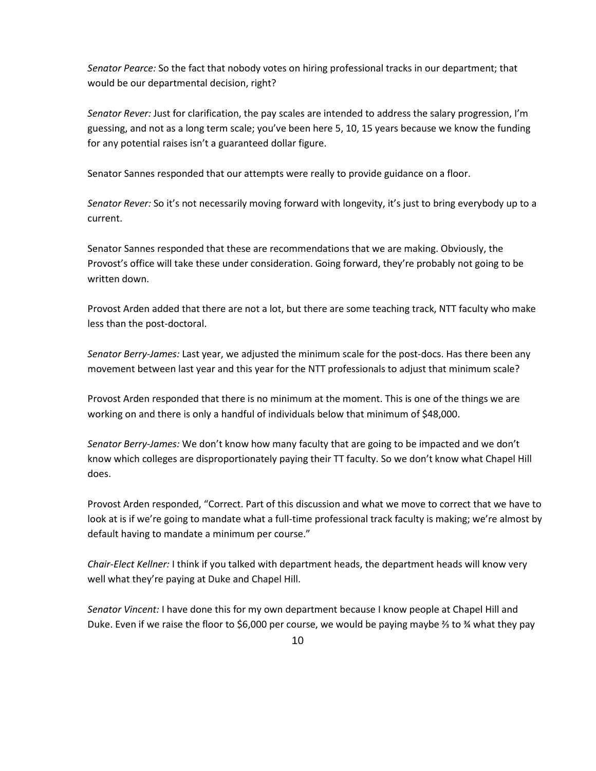*Senator Pearce:* So the fact that nobody votes on hiring professional tracks in our department; that would be our departmental decision, right?

*Senator Rever:* Just for clarification, the pay scales are intended to address the salary progression, I'm guessing, and not as a long term scale; you've been here 5, 10, 15 years because we know the funding for any potential raises isn't a guaranteed dollar figure.

Senator Sannes responded that our attempts were really to provide guidance on a floor.

*Senator Rever:* So it's not necessarily moving forward with longevity, it's just to bring everybody up to a current.

Senator Sannes responded that these are recommendations that we are making. Obviously, the Provost's office will take these under consideration. Going forward, they're probably not going to be written down.

Provost Arden added that there are not a lot, but there are some teaching track, NTT faculty who make less than the post-doctoral.

*Senator Berry-James:* Last year, we adjusted the minimum scale for the post-docs. Has there been any movement between last year and this year for the NTT professionals to adjust that minimum scale?

Provost Arden responded that there is no minimum at the moment. This is one of the things we are working on and there is only a handful of individuals below that minimum of $48,000.

*Senator Berry-James:* We don't know how many faculty that are going to be impacted and we don't know which colleges are disproportionately paying their TT faculty. So we don't know what Chapel Hill does.

Provost Arden responded, "Correct. Part of this discussion and what we move to correct that we have to look at is if we're going to mandate what a full-time professional track faculty is making; we're almost by default having to mandate a minimum per course."

*Chair-Elect Kellner:* I think if you talked with department heads, the department heads will know very well what they're paying at Duke and Chapel Hill.

*Senator Vincent:* I have done this for my own department because I know people at Chapel Hill and Duke. Even if we raise the floor to $6,000 per course, we would be paying maybe ⅔ to ¾ what they pay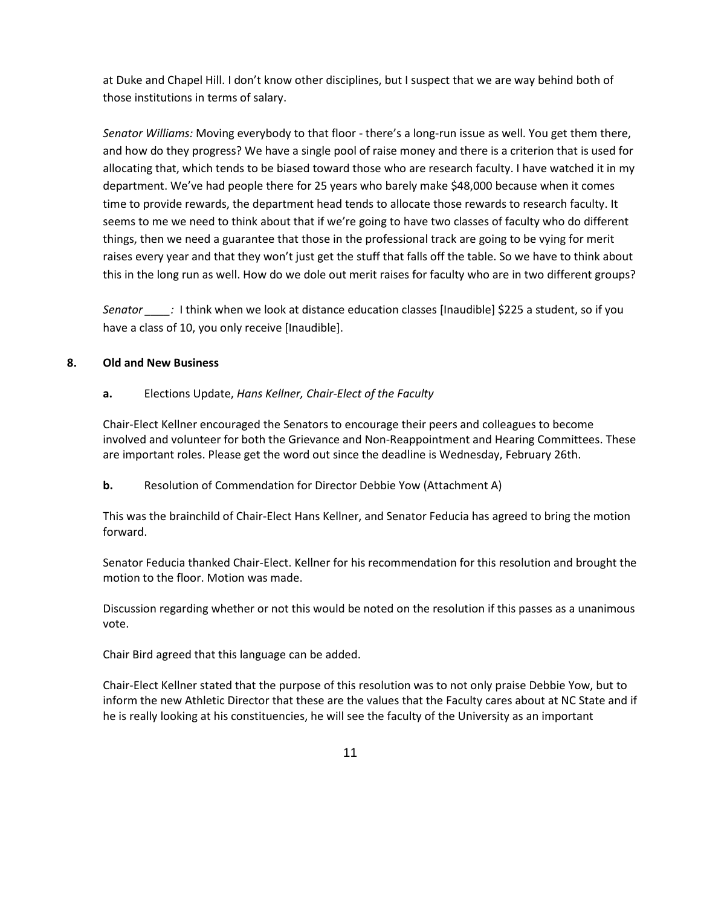at Duke and Chapel Hill. I don't know other disciplines, but I suspect that we are way behind both of those institutions in terms of salary.

*Senator Williams:* Moving everybody to that floor - there's a long-run issue as well. You get them there, and how do they progress? We have a single pool of raise money and there is a criterion that is used for allocating that, which tends to be biased toward those who are research faculty. I have watched it in my department. We've had people there for 25 years who barely make $48,000 because when it comes time to provide rewards, the department head tends to allocate those rewards to research faculty. It seems to me we need to think about that if we're going to have two classes of faculty who do different things, then we need a guarantee that those in the professional track are going to be vying for merit raises every year and that they won't just get the stuff that falls off the table. So we have to think about this in the long run as well. How do we dole out merit raises for faculty who are in two different groups?

*Senator ____:* I think when we look at distance education classes [Inaudible] $225 a student, so if you have a class of 10, you only receive [Inaudible].

## 8. Old and New Business

**a.** Elections Update, *Hans Kellner, Chair-Elect of the Faculty*

Chair-Elect Kellner encouraged the Senators to encourage their peers and colleagues to become involved and volunteer for both the Grievance and Non-Reappointment and Hearing Committees. These are important roles. Please get the word out since the deadline is Wednesday, February 26th.

**b.** Resolution of Commendation for Director Debbie Yow (Attachment A)

This was the brainchild of Chair-Elect Hans Kellner, and Senator Feducia has agreed to bring the motion forward.

Senator Feducia thanked Chair-Elect. Kellner for his recommendation for this resolution and brought the motion to the floor. Motion was made.

Discussion regarding whether or not this would be noted on the resolution if this passes as a unanimous vote.

Chair Bird agreed that this language can be added.

Chair-Elect Kellner stated that the purpose of this resolution was to not only praise Debbie Yow, but to inform the new Athletic Director that these are the values that the Faculty cares about at NC State and if he is really looking at his constituencies, he will see the faculty of the University as an important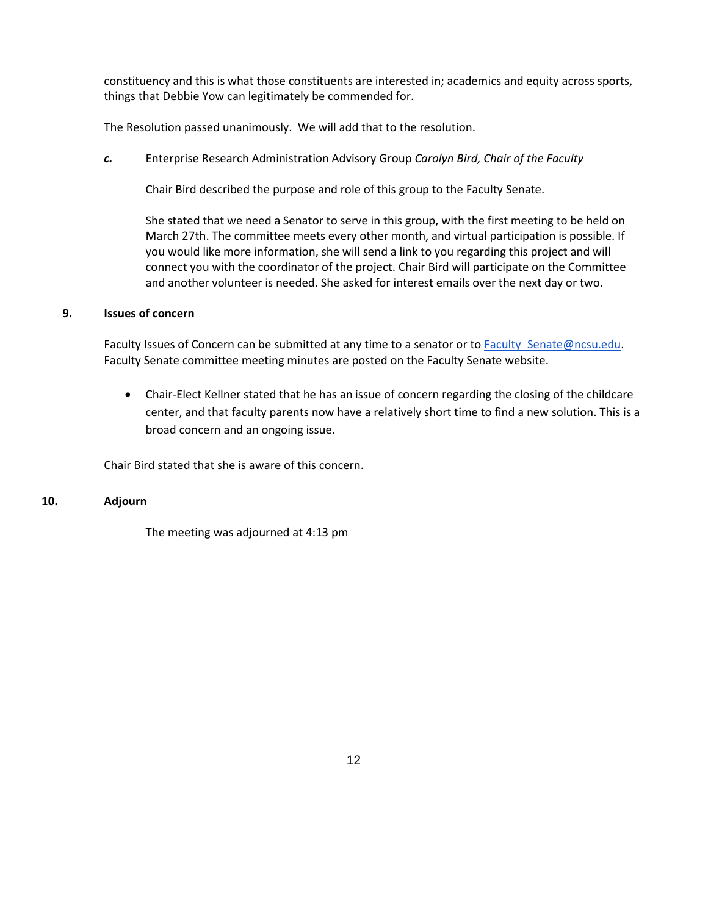constituency and this is what those constituents are interested in; academics and equity across sports, things that Debbie Yow can legitimately be commended for.

The Resolution passed unanimously. We will add that to the resolution.

***c.*** Enterprise Research Administration Advisory Group *Carolyn Bird, Chair of the Faculty*

Chair Bird described the purpose and role of this group to the Faculty Senate.

She stated that we need a Senator to serve in this group, with the first meeting to be held on March 27th. The committee meets every other month, and virtual participation is possible. If you would like more information, she will send a link to you regarding this project and will connect you with the coordinator of the project. Chair Bird will participate on the Committee and another volunteer is needed. She asked for interest emails over the next day or two.

**9. Issues of concern**

Faculty Issues of Concern can be submitted at any time to a senator or to Faculty_Senate@ncsu.edu. Faculty Senate committee meeting minutes are posted on the Faculty Senate website.

- Chair-Elect Kellner stated that he has an issue of concern regarding the closing of the childcare center, and that faculty parents now have a relatively short time to find a new solution. This is a broad concern and an ongoing issue.

Chair Bird stated that she is aware of this concern.

**10. Adjourn**

The meeting was adjourned at 4:13 pm